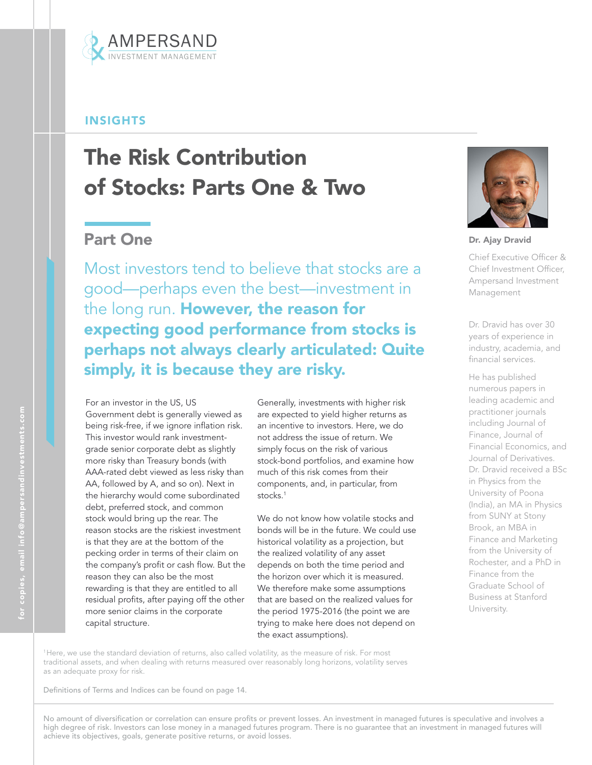AMPERSAND
INVESTMENT MANAGEMENT

INSIGHTS

# The Risk Contribution of Stocks: Parts One & Two

**Dr. Ajay Dravid**

Chief Executive Officer & Chief Investment Officer, Ampersand Investment Management

Dr. Dravid has over 30 years of experience in industry, academia, and financial services.

He has published numerous papers in leading academic and practitioner journals including Journal of Finance, Journal of Financial Economics, and Journal of Derivatives. Dr. Dravid received a BSc in Physics from the University of Poona (India), an MA in Physics from SUNY at Stony Brook, an MBA in Finance and Marketing from the University of Rochester, and a PhD in Finance from the Graduate School of Business at Stanford University.

## Part One

Most investors tend to believe that stocks are a good—perhaps even the best—investment in the long run. **However, the reason for expecting good performance from stocks is perhaps not always clearly articulated: Quite simply, it is because they are risky.**

For an investor in the US, US Government debt is generally viewed as being risk-free, if we ignore inflation risk. This investor would rank investment-grade senior corporate debt as slightly more risky than Treasury bonds (with AAA-rated debt viewed as less risky than AA, followed by A, and so on). Next in the hierarchy would come subordinated debt, preferred stock, and common stock would bring up the rear. The reason stocks are the riskiest investment is that they are at the bottom of the pecking order in terms of their claim on the company's profit or cash flow. But the reason they can also be the most rewarding is that they are entitled to all residual profits, after paying off the other more senior claims in the corporate capital structure.

Generally, investments with higher risk are expected to yield higher returns as an incentive to investors. Here, we do not address the issue of return. We simply focus on the risk of various stock-bond portfolios, and examine how much of this risk comes from their components, and, in particular, from stocks.[1]

We do not know how volatile stocks and bonds will be in the future. We could use historical volatility as a projection, but the realized volatility of any asset depends on both the time period and the horizon over which it is measured. We therefore make some assumptions that are based on the realized values for the period 1975-2016 (the point we are trying to make here does not depend on the exact assumptions).

[1]Here, we use the standard deviation of returns, also called volatility, as the measure of risk. For most traditional assets, and when dealing with returns measured over reasonably long horizons, volatility serves as an adequate proxy for risk.

Definitions of Terms and Indices can be found on page 14.

No amount of diversification or correlation can ensure profits or prevent losses. An investment in managed futures is speculative and involves a high degree of risk. Investors can lose money in a managed futures program. There is no guarantee that an investment in managed futures will achieve its objectives, goals, generate positive returns, or avoid losses.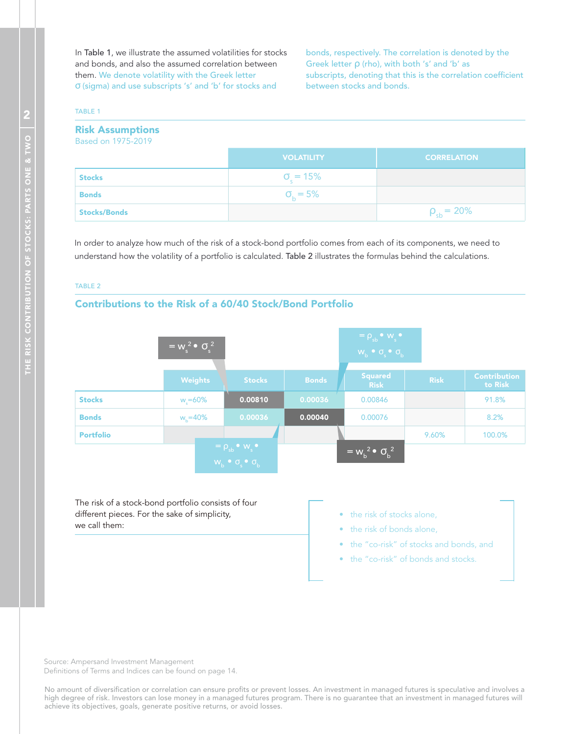In Table 1, we illustrate the assumed volatilities for stocks and bonds, and also the assumed correlation between them. We denote volatility with the Greek letter $\sigma$ (sigma) and use subscripts 's' and 'b' for stocks and bonds, respectively. The correlation is denoted by the Greek letter $\rho$ (rho), with both 's' and 'b' as subscripts, denoting that this is the correlation coefficient between stocks and bonds.

TABLE 1

## Risk Assumptions

Based on 1975-2019

| | VOLATILITY | CORRELATION |
|---|---|---|
| **Stocks** | $\sigma_s = 15\%$ | |
| **Bonds** | $\sigma_b = 5\%$ | |
| **Stocks/Bonds** | | $\rho_{sb} = 20\%$ |

In order to analyze how much of the risk of a stock-bond portfolio comes from each of its components, we need to understand how the volatility of a portfolio is calculated. Table 2 illustrates the formulas behind the calculations.

TABLE 2

## Contributions to the Risk of a 60/40 Stock/Bond Portfolio

| | Weights | Stocks | Bonds | Squared Risk | Risk | Contribution to Risk |
|---|---|---|---|---|---|---|
| **Stocks** | $w_s$=60% | 0.00810 | 0.00036 | 0.00846 | | 91.8% |
| **Bonds** | $w_b$=40% | 0.00036 | 0.00040 | 0.00076 | | 8.2% |
| **Portfolio** | | | | | 9.60% | 100.0% |

Stocks/Stocks: $= w_s^2 \cdot \sigma_s^2$

Stocks/Bonds: $= \rho_{sb} \cdot w_s \cdot w_b \cdot \sigma_s \cdot \sigma_b$

Bonds/Stocks: $= \rho_{sb} \cdot w_s \cdot w_b \cdot \sigma_s \cdot \sigma_b$

Bonds/Bonds: $= w_b^2 \cdot \sigma_b^2$

The risk of a stock-bond portfolio consists of four different pieces. For the sake of simplicity, we call them:

- the risk of stocks alone,
- the risk of bonds alone,
- the "co-risk" of stocks and bonds, and
- the "co-risk" of bonds and stocks.

Source: Ampersand Investment Management
Definitions of Terms and Indices can be found on page 14.

No amount of diversification or correlation can ensure profits or prevent losses. An investment in managed futures is speculative and involves a high degree of risk. Investors can lose money in a managed futures program. There is no guarantee that an investment in managed futures will achieve its objectives, goals, generate positive returns, or avoid losses.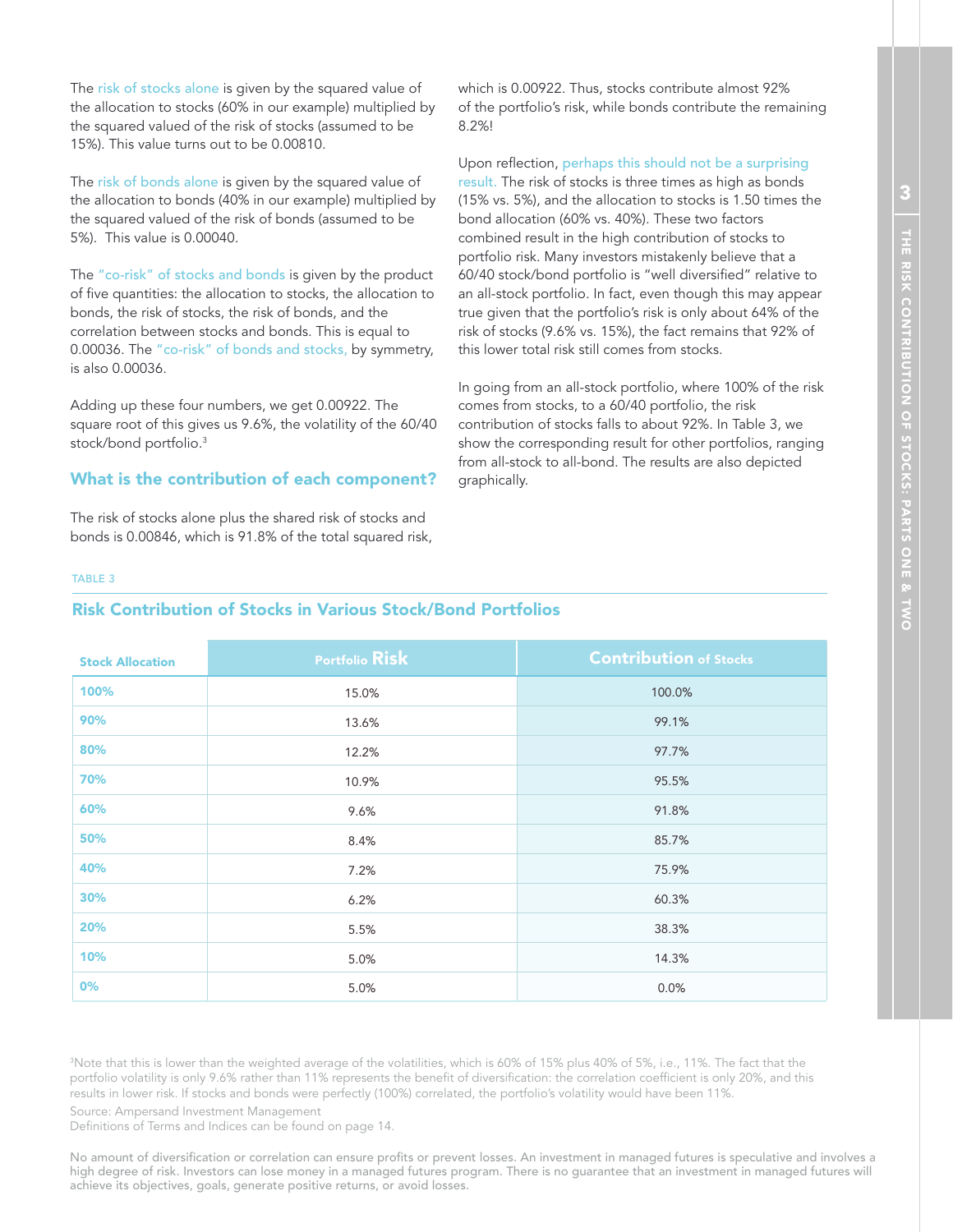The risk of stocks alone is given by the squared value of the allocation to stocks (60% in our example) multiplied by the squared valued of the risk of stocks (assumed to be 15%). This value turns out to be 0.00810.

The risk of bonds alone is given by the squared value of the allocation to bonds (40% in our example) multiplied by the squared valued of the risk of bonds (assumed to be 5%). This value is 0.00040.

The "co-risk" of stocks and bonds is given by the product of five quantities: the allocation to stocks, the allocation to bonds, the risk of stocks, the risk of bonds, and the correlation between stocks and bonds. This is equal to 0.00036. The "co-risk" of bonds and stocks, by symmetry, is also 0.00036.

Adding up these four numbers, we get 0.00922. The square root of this gives us 9.6%, the volatility of the 60/40 stock/bond portfolio.[3]

### What is the contribution of each component?

The risk of stocks alone plus the shared risk of stocks and bonds is 0.00846, which is 91.8% of the total squared risk, which is 0.00922. Thus, stocks contribute almost 92% of the portfolio's risk, while bonds contribute the remaining 8.2%!

Upon reflection, perhaps this should not be a surprising result. The risk of stocks is three times as high as bonds (15% vs. 5%), and the allocation to stocks is 1.50 times the bond allocation (60% vs. 40%). These two factors combined result in the high contribution of stocks to portfolio risk. Many investors mistakenly believe that a 60/40 stock/bond portfolio is "well diversified" relative to an all-stock portfolio. In fact, even though this may appear true given that the portfolio's risk is only about 64% of the risk of stocks (9.6% vs. 15%), the fact remains that 92% of this lower total risk still comes from stocks.

In going from an all-stock portfolio, where 100% of the risk comes from stocks, to a 60/40 portfolio, the risk contribution of stocks falls to about 92%. In Table 3, we show the corresponding result for other portfolios, ranging from all-stock to all-bond. The results are also depicted graphically.

TABLE 3

## Risk Contribution of Stocks in Various Stock/Bond Portfolios

| Stock Allocation | Portfolio Risk | Contribution of Stocks |
|---|---|---|
| 100% | 15.0% | 100.0% |
| 90% | 13.6% | 99.1% |
| 80% | 12.2% | 97.7% |
| 70% | 10.9% | 95.5% |
| 60% | 9.6% | 91.8% |
| 50% | 8.4% | 85.7% |
| 40% | 7.2% | 75.9% |
| 30% | 6.2% | 60.3% |
| 20% | 5.5% | 38.3% |
| 10% | 5.0% | 14.3% |
| 0% | 5.0% | 0.0% |

[3]Note that this is lower than the weighted average of the volatilities, which is 60% of 15% plus 40% of 5%, i.e., 11%. The fact that the portfolio volatility is only 9.6% rather than 11% represents the benefit of diversification: the correlation coefficient is only 20%, and this results in lower risk. If stocks and bonds were perfectly (100%) correlated, the portfolio's volatility would have been 11%.

Source: Ampersand Investment Management
Definitions of Terms and Indices can be found on page 14.

No amount of diversification or correlation can ensure profits or prevent losses. An investment in managed futures is speculative and involves a high degree of risk. Investors can lose money in a managed futures program. There is no guarantee that an investment in managed futures will achieve its objectives, goals, generate positive returns, or avoid losses.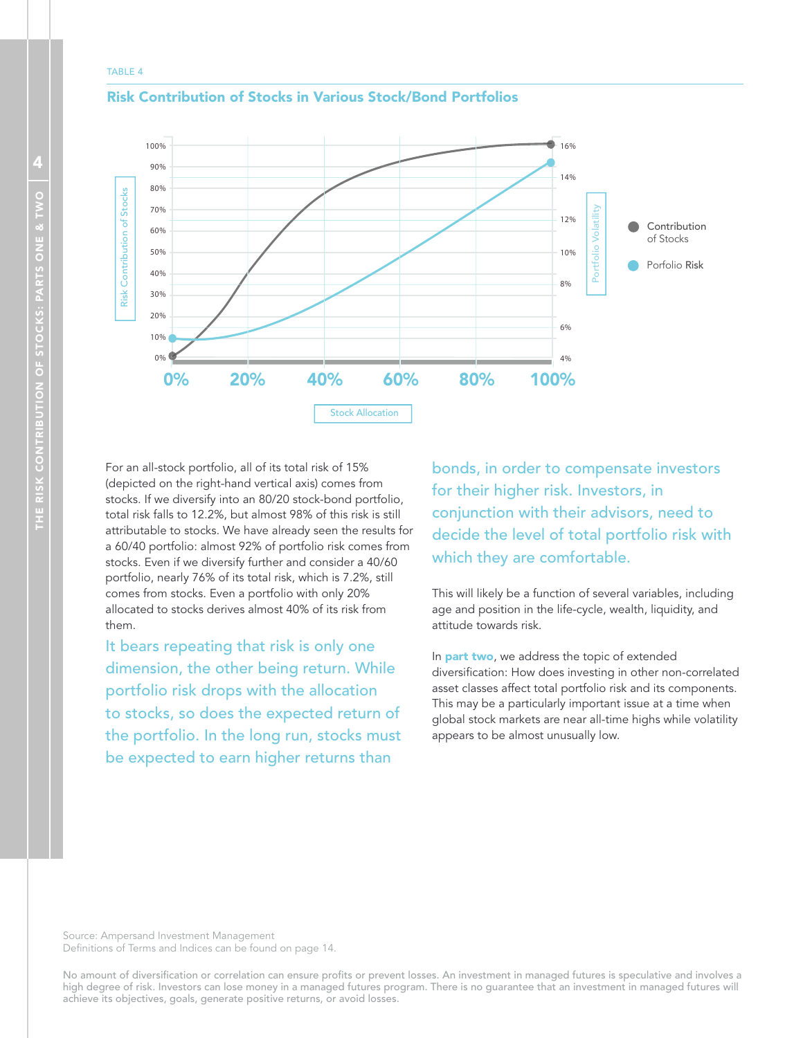TABLE 4

## Risk Contribution of Stocks in Various Stock/Bond Portfolios

Risk Contribution of Stocks | Portfolio Volatility

Contribution of Stocks | Porfolio Risk

0% 20% 40% 60% 80% 100%

Stock Allocation

For an all-stock portfolio, all of its total risk of 15% (depicted on the right-hand vertical axis) comes from stocks. If we diversify into an 80/20 stock-bond portfolio, total risk falls to 12.2%, but almost 98% of this risk is still attributable to stocks. We have already seen the results for a 60/40 portfolio: almost 92% of portfolio risk comes from stocks. Even if we diversify further and consider a 40/60 portfolio, nearly 76% of its total risk, which is 7.2%, still comes from stocks. Even a portfolio with only 20% allocated to stocks derives almost 40% of its risk from them.

It bears repeating that risk is only one dimension, the other being return. While portfolio risk drops with the allocation to stocks, so does the expected return of the portfolio. In the long run, stocks must be expected to earn higher returns than bonds, in order to compensate investors for their higher risk. Investors, in conjunction with their advisors, need to decide the level of total portfolio risk with which they are comfortable.

This will likely be a function of several variables, including age and position in the life-cycle, wealth, liquidity, and attitude towards risk.

In **part two**, we address the topic of extended diversification: How does investing in other non-correlated asset classes affect total portfolio risk and its components. This may be a particularly important issue at a time when global stock markets are near all-time highs while volatility appears to be almost unusually low.

Source: Ampersand Investment Management
Definitions of Terms and Indices can be found on page 14.

No amount of diversification or correlation can ensure profits or prevent losses. An investment in managed futures is speculative and involves a high degree of risk. Investors can lose money in a managed futures program. There is no guarantee that an investment in managed futures will achieve its objectives, goals, generate positive returns, or avoid losses.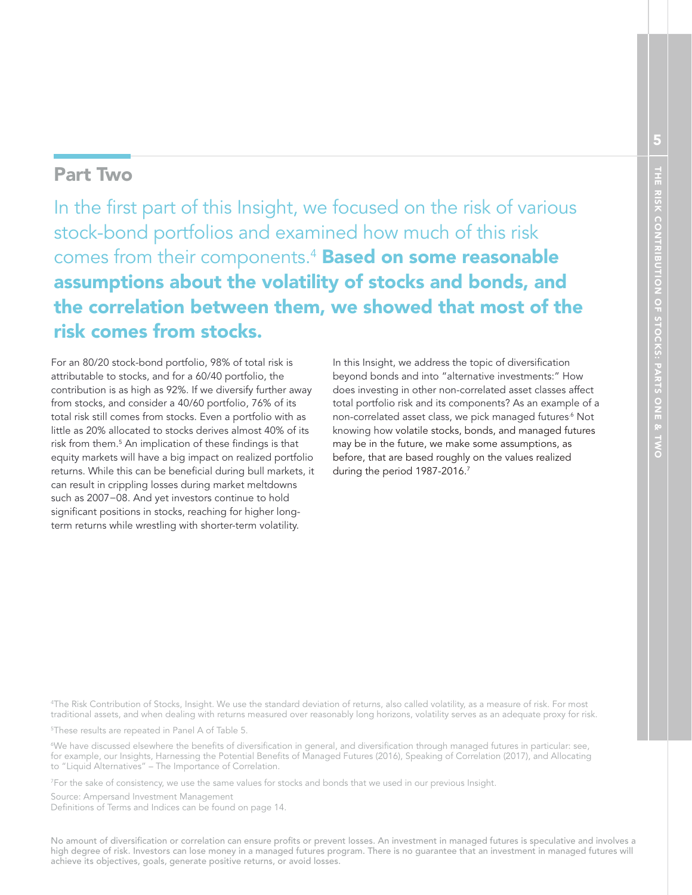## Part Two

In the first part of this Insight, we focused on the risk of various stock-bond portfolios and examined how much of this risk comes from their components.[4] **Based on some reasonable assumptions about the volatility of stocks and bonds, and the correlation between them, we showed that most of the risk comes from stocks.**

For an 80/20 stock-bond portfolio, 98% of total risk is attributable to stocks, and for a 60/40 portfolio, the contribution is as high as 92%. If we diversify further away from stocks, and consider a 40/60 portfolio, 76% of its total risk still comes from stocks. Even a portfolio with as little as 20% allocated to stocks derives almost 40% of its risk from them.[5] An implication of these findings is that equity markets will have a big impact on realized portfolio returns. While this can be beneficial during bull markets, it can result in crippling losses during market meltdowns such as 2007–08. And yet investors continue to hold significant positions in stocks, reaching for higher long-term returns while wrestling with shorter-term volatility.

In this Insight, we address the topic of diversification beyond bonds and into "alternative investments:" How does investing in other non-correlated asset classes affect total portfolio risk and its components? As an example of a non-correlated asset class, we pick managed futures.[6] Not knowing how volatile stocks, bonds, and managed futures may be in the future, we make some assumptions, as before, that are based roughly on the values realized during the period 1987-2016.[7]

[4]The Risk Contribution of Stocks, Insight. We use the standard deviation of returns, also called volatility, as a measure of risk. For most traditional assets, and when dealing with returns measured over reasonably long horizons, volatility serves as an adequate proxy for risk.

[5]These results are repeated in Panel A of Table 5.

[6]We have discussed elsewhere the benefits of diversification in general, and diversification through managed futures in particular: see, for example, our Insights, Harnessing the Potential Benefits of Managed Futures (2016), Speaking of Correlation (2017), and Allocating to "Liquid Alternatives" – The Importance of Correlation.

[7]For the sake of consistency, we use the same values for stocks and bonds that we used in our previous Insight.

Source: Ampersand Investment Management
Definitions of Terms and Indices can be found on page 14.

No amount of diversification or correlation can ensure profits or prevent losses. An investment in managed futures is speculative and involves a high degree of risk. Investors can lose money in a managed futures program. There is no guarantee that an investment in managed futures will achieve its objectives, goals, generate positive returns, or avoid losses.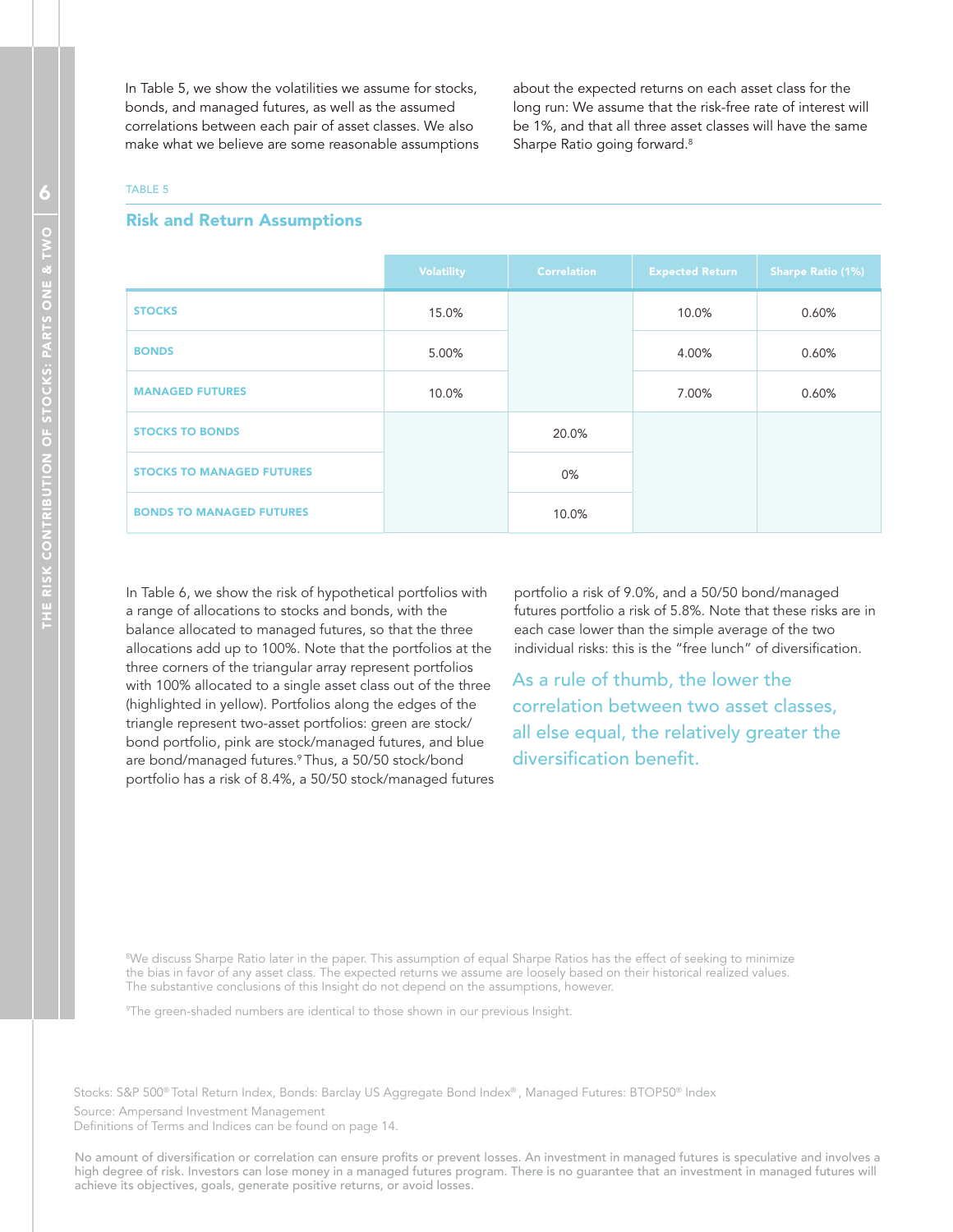In Table 5, we show the volatilities we assume for stocks, bonds, and managed futures, as well as the assumed correlations between each pair of asset classes. We also make what we believe are some reasonable assumptions about the expected returns on each asset class for the long run: We assume that the risk-free rate of interest will be 1%, and that all three asset classes will have the same Sharpe Ratio going forward.[8]

TABLE 5

## Risk and Return Assumptions

| | Volatility | Correlation | Expected Return | Sharpe Ratio (1%) |
|---|---|---|---|---|
| **STOCKS** | 15.0% | | 10.0% | 0.60% |
| **BONDS** | 5.00% | | 4.00% | 0.60% |
| **MANAGED FUTURES** | 10.0% | | 7.00% | 0.60% |
| **STOCKS TO BONDS** | | 20.0% | | |
| **STOCKS TO MANAGED FUTURES** | | 0% | | |
| **BONDS TO MANAGED FUTURES** | | 10.0% | | |

In Table 6, we show the risk of hypothetical portfolios with a range of allocations to stocks and bonds, with the balance allocated to managed futures, so that the three allocations add up to 100%. Note that the portfolios at the three corners of the triangular array represent portfolios with 100% allocated to a single asset class out of the three (highlighted in yellow). Portfolios along the edges of the triangle represent two-asset portfolios: green are stock/bond portfolio, pink are stock/managed futures, and blue are bond/managed futures.[9] Thus, a 50/50 stock/bond portfolio has a risk of 8.4%, a 50/50 stock/managed futures portfolio a risk of 9.0%, and a 50/50 bond/managed futures portfolio a risk of 5.8%. Note that these risks are in each case lower than the simple average of the two individual risks: this is the "free lunch" of diversification.

As a rule of thumb, the lower the correlation between two asset classes, all else equal, the relatively greater the diversification benefit.

[8]We discuss Sharpe Ratio later in the paper. This assumption of equal Sharpe Ratios has the effect of seeking to minimize the bias in favor of any asset class. The expected returns we assume are loosely based on their historical realized values. The substantive conclusions of this Insight do not depend on the assumptions, however.

[9]The green-shaded numbers are identical to those shown in our previous Insight.

Stocks: S&P 500® Total Return Index, Bonds: Barclay US Aggregate Bond Index®, Managed Futures: BTOP50® Index

Source: Ampersand Investment Management

Definitions of Terms and Indices can be found on page 14.

No amount of diversification or correlation can ensure profits or prevent losses. An investment in managed futures is speculative and involves a high degree of risk. Investors can lose money in a managed futures program. There is no guarantee that an investment in managed futures will achieve its objectives, goals, generate positive returns, or avoid losses.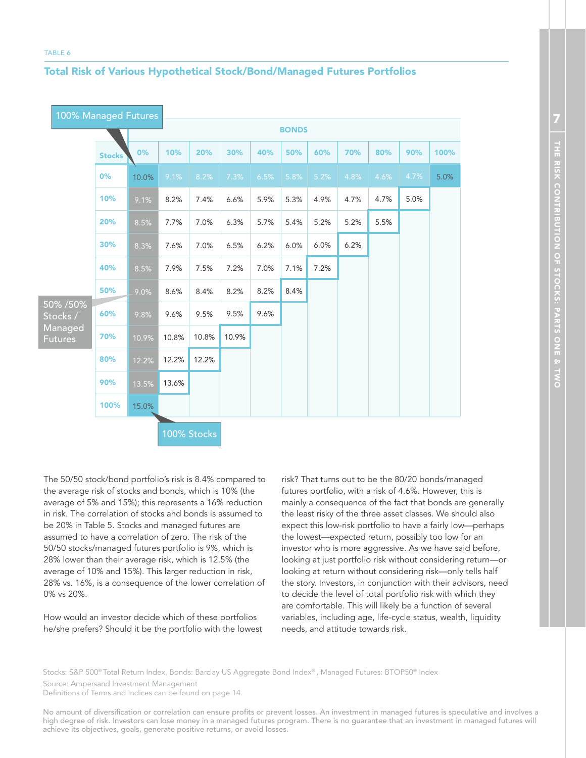TABLE 6

## Total Risk of Various Hypothetical Stock/Bond/Managed Futures Portfolios

| Stocks \ Bonds | 0% | 10% | 20% | 30% | 40% | 50% | 60% | 70% | 80% | 90% | 100% |
|---|---|---|---|---|---|---|---|---|---|---|---|
| 0% | 10.0% | 9.1% | 8.2% | 7.3% | 6.5% | 5.8% | 5.2% | 4.8% | 4.6% | 4.7% | 5.0% |
| 10% | 9.1% | 8.2% | 7.4% | 6.6% | 5.9% | 5.3% | 4.9% | 4.7% | 4.7% | 5.0% | |
| 20% | 8.5% | 7.7% | 7.0% | 6.3% | 5.7% | 5.4% | 5.2% | 5.2% | 5.5% | | |
| 30% | 8.3% | 7.6% | 7.0% | 6.5% | 6.2% | 6.0% | 6.0% | 6.2% | | | |
| 40% | 8.5% | 7.9% | 7.5% | 7.2% | 7.0% | 7.1% | 7.2% | | | | |
| 50% | 9.0% | 8.6% | 8.4% | 8.2% | 8.2% | 8.4% | | | | | |
| 60% | 9.8% | 9.6% | 9.5% | 9.5% | 9.6% | | | | | | |
| 70% | 10.9% | 10.8% | 10.8% | 10.9% | | | | | | | |
| 80% | 12.2% | 12.2% | 12.2% | | | | | | | | |
| 90% | 13.5% | 13.6% | | | | | | | | | |
| 100% | 15.0% | | | | | | | | | | |

100% Managed Futures: 0% Stocks / 0% Bonds (10.0%). 50%/50% Stocks / Managed Futures: 50% Stocks / 0% Bonds (9.0%). 100% Stocks: 100% Stocks / 0% Bonds (15.0%).

The 50/50 stock/bond portfolio's risk is 8.4% compared to the average risk of stocks and bonds, which is 10% (the average of 5% and 15%); this represents a 16% reduction in risk. The correlation of stocks and bonds is assumed to be 20% in Table 5. Stocks and managed futures are assumed to have a correlation of zero. The risk of the 50/50 stocks/managed futures portfolio is 9%, which is 28% lower than their average risk, which is 12.5% (the average of 10% and 15%). This larger reduction in risk, 28% vs. 16%, is a consequence of the lower correlation of 0% vs 20%.

How would an investor decide which of these portfolios he/she prefers? Should it be the portfolio with the lowest risk? That turns out to be the 80/20 bonds/managed futures portfolio, with a risk of 4.6%. However, this is mainly a consequence of the fact that bonds are generally the least risky of the three asset classes. We should also expect this low-risk portfolio to have a fairly low—perhaps the lowest—expected return, possibly too low for an investor who is more aggressive. As we have said before, looking at just portfolio risk without considering return—or looking at return without considering risk—only tells half the story. Investors, in conjunction with their advisors, need to decide the level of total portfolio risk with which they are comfortable. This will likely be a function of several variables, including age, life-cycle status, wealth, liquidity needs, and attitude towards risk.

Stocks: S&P 500® Total Return Index, Bonds: Barclay US Aggregate Bond Index®, Managed Futures: BTOP50® Index

Source: Ampersand Investment Management

Definitions of Terms and Indices can be found on page 14.

No amount of diversification or correlation can ensure profits or prevent losses. An investment in managed futures is speculative and involves a high degree of risk. Investors can lose money in a managed futures program. There is no guarantee that an investment in managed futures will achieve its objectives, goals, generate positive returns, or avoid losses.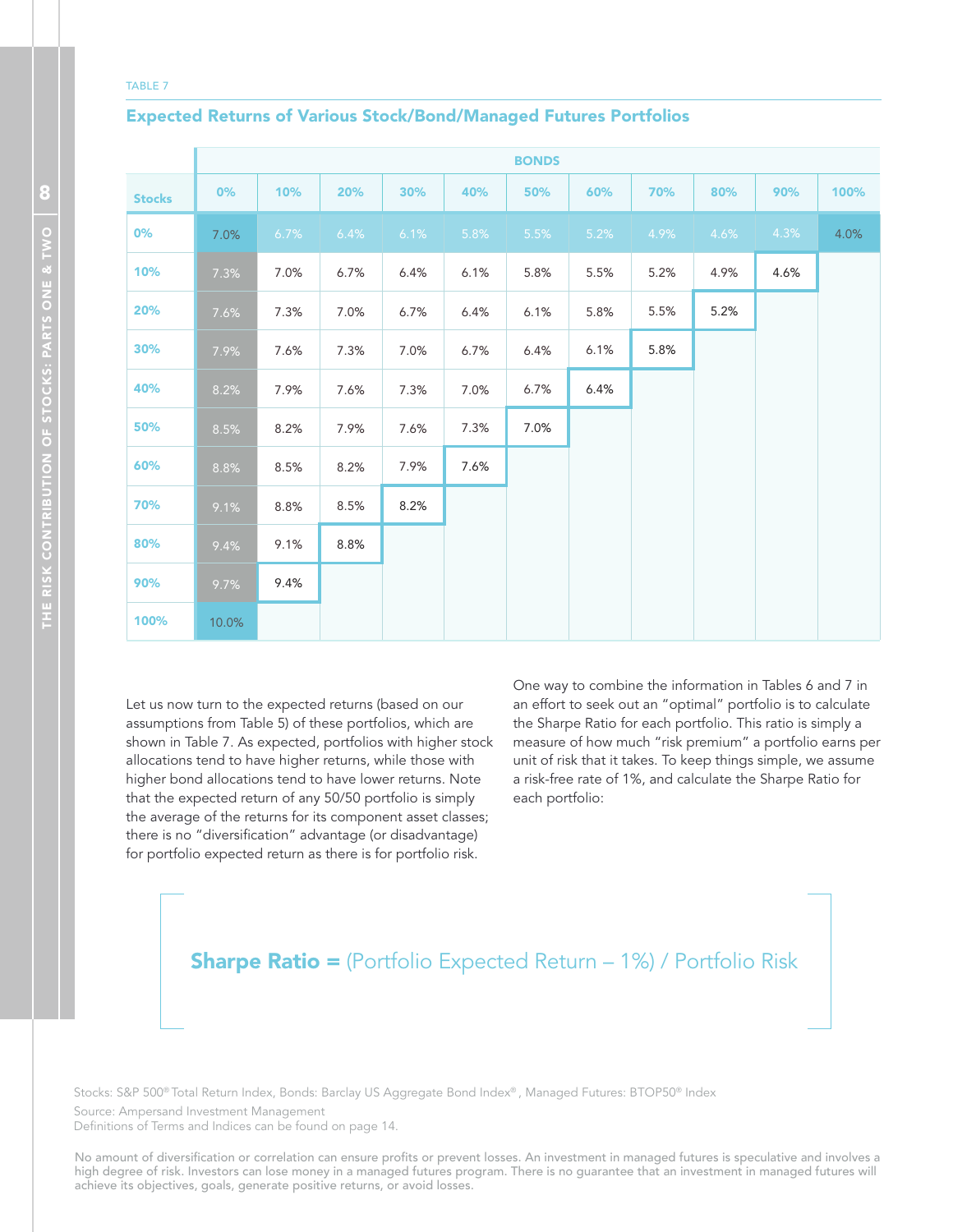TABLE 7

## Expected Returns of Various Stock/Bond/Managed Futures Portfolios

| | BONDS | | | | | | | | | | |
|---|---|---|---|---|---|---|---|---|---|---|---|
| **Stocks** | 0% | 10% | 20% | 30% | 40% | 50% | 60% | 70% | 80% | 90% | 100% |
| 0% | 7.0% | 6.7% | 6.4% | 6.1% | 5.8% | 5.5% | 5.2% | 4.9% | 4.6% | 4.3% | 4.0% |
| 10% | 7.3% | 7.0% | 6.7% | 6.4% | 6.1% | 5.8% | 5.5% | 5.2% | 4.9% | 4.6% | |
| 20% | 7.6% | 7.3% | 7.0% | 6.7% | 6.4% | 6.1% | 5.8% | 5.5% | 5.2% | | |
| 30% | 7.9% | 7.6% | 7.3% | 7.0% | 6.7% | 6.4% | 6.1% | 5.8% | | | |
| 40% | 8.2% | 7.9% | 7.6% | 7.3% | 7.0% | 6.7% | 6.4% | | | | |
| 50% | 8.5% | 8.2% | 7.9% | 7.6% | 7.3% | 7.0% | | | | | |
| 60% | 8.8% | 8.5% | 8.2% | 7.9% | 7.6% | | | | | | |
| 70% | 9.1% | 8.8% | 8.5% | 8.2% | | | | | | | |
| 80% | 9.4% | 9.1% | 8.8% | | | | | | | | |
| 90% | 9.7% | 9.4% | | | | | | | | | |
| 100% | 10.0% | | | | | | | | | | |

Let us now turn to the expected returns (based on our assumptions from Table 5) of these portfolios, which are shown in Table 7. As expected, portfolios with higher stock allocations tend to have higher returns, while those with higher bond allocations tend to have lower returns. Note that the expected return of any 50/50 portfolio is simply the average of the returns for its component asset classes; there is no "diversification" advantage (or disadvantage) for portfolio expected return as there is for portfolio risk.

One way to combine the information in Tables 6 and 7 in an effort to seek out an "optimal" portfolio is to calculate the Sharpe Ratio for each portfolio. This ratio is simply a measure of how much "risk premium" a portfolio earns per unit of risk that it takes. To keep things simple, we assume a risk-free rate of 1%, and calculate the Sharpe Ratio for each portfolio:

**Sharpe Ratio =** (Portfolio Expected Return – 1%) / Portfolio Risk

Stocks: S&P 500® Total Return Index, Bonds: Barclay US Aggregate Bond Index®, Managed Futures: BTOP50® Index

Source: Ampersand Investment Management

Definitions of Terms and Indices can be found on page 14.

No amount of diversification or correlation can ensure profits or prevent losses. An investment in managed futures is speculative and involves a high degree of risk. Investors can lose money in a managed futures program. There is no guarantee that an investment in managed futures will achieve its objectives, goals, generate positive returns, or avoid losses.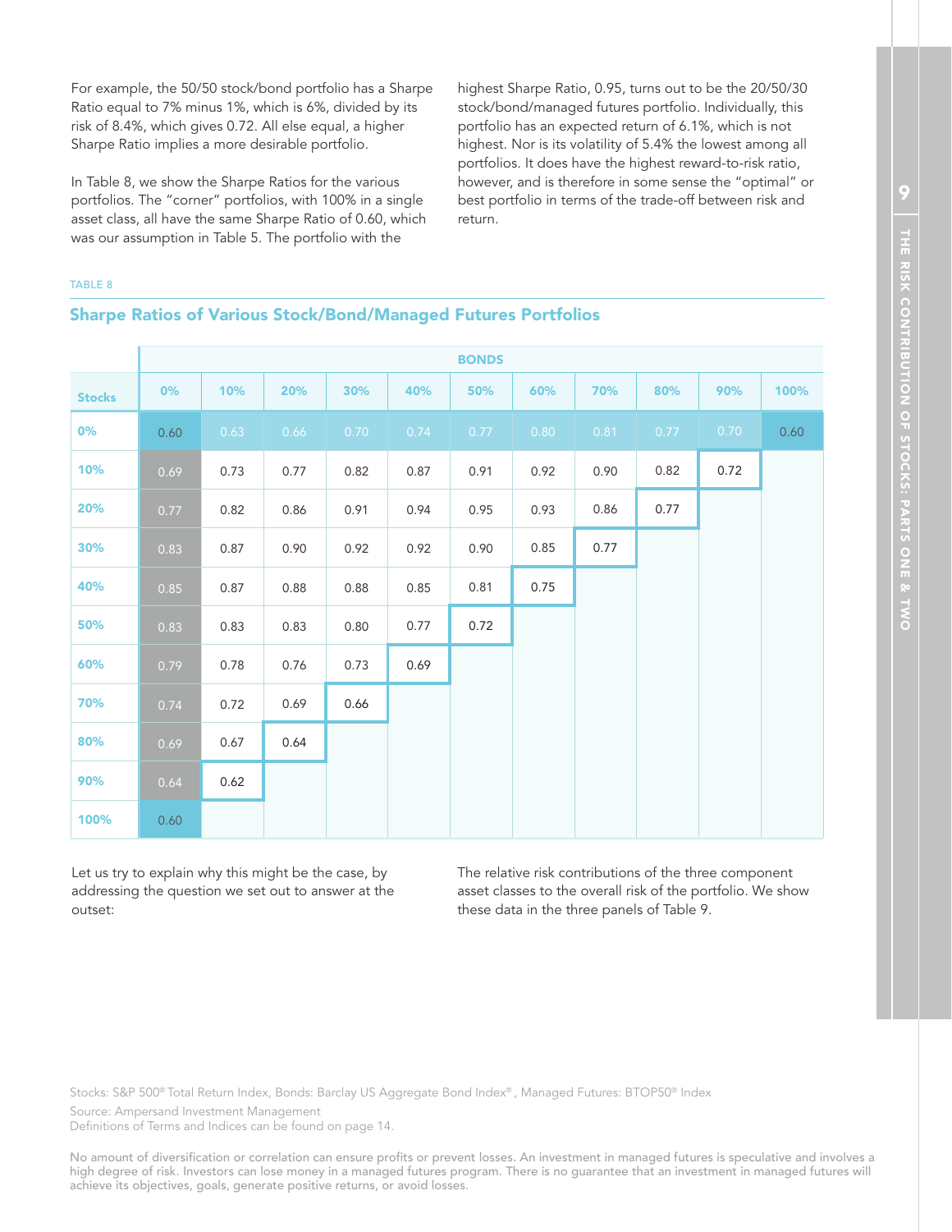For example, the 50/50 stock/bond portfolio has a Sharpe Ratio equal to 7% minus 1%, which is 6%, divided by its risk of 8.4%, which gives 0.72. All else equal, a higher Sharpe Ratio implies a more desirable portfolio.

In Table 8, we show the Sharpe Ratios for the various portfolios. The "corner" portfolios, with 100% in a single asset class, all have the same Sharpe Ratio of 0.60, which was our assumption in Table 5. The portfolio with the highest Sharpe Ratio, 0.95, turns out to be the 20/50/30 stock/bond/managed futures portfolio. Individually, this portfolio has an expected return of 6.1%, which is not highest. Nor is its volatility of 5.4% the lowest among all portfolios. It does have the highest reward-to-risk ratio, however, and is therefore in some sense the "optimal" or best portfolio in terms of the trade-off between risk and return.

TABLE 8

## Sharpe Ratios of Various Stock/Bond/Managed Futures Portfolios

| | BONDS | | | | | | | | | | |
|---|---|---|---|---|---|---|---|---|---|---|---|
| **Stocks** | **0%** | **10%** | **20%** | **30%** | **40%** | **50%** | **60%** | **70%** | **80%** | **90%** | **100%** |
| **0%** | 0.60 | 0.63 | 0.66 | 0.70 | 0.74 | 0.77 | 0.80 | 0.81 | 0.77 | 0.70 | 0.60 |
| **10%** | 0.69 | 0.73 | 0.77 | 0.82 | 0.87 | 0.91 | 0.92 | 0.90 | 0.82 | 0.72 | |
| **20%** | 0.77 | 0.82 | 0.86 | 0.91 | 0.94 | 0.95 | 0.93 | 0.86 | 0.77 | | |
| **30%** | 0.83 | 0.87 | 0.90 | 0.92 | 0.92 | 0.90 | 0.85 | 0.77 | | | |
| **40%** | 0.85 | 0.87 | 0.88 | 0.88 | 0.85 | 0.81 | 0.75 | | | | |
| **50%** | 0.83 | 0.83 | 0.83 | 0.80 | 0.77 | 0.72 | | | | | |
| **60%** | 0.79 | 0.78 | 0.76 | 0.73 | 0.69 | | | | | | |
| **70%** | 0.74 | 0.72 | 0.69 | 0.66 | | | | | | | |
| **80%** | 0.69 | 0.67 | 0.64 | | | | | | | | |
| **90%** | 0.64 | 0.62 | | | | | | | | | |
| **100%** | 0.60 | | | | | | | | | | |

Let us try to explain why this might be the case, by addressing the question we set out to answer at the outset:

The relative risk contributions of the three component asset classes to the overall risk of the portfolio. We show these data in the three panels of Table 9.

Stocks: S&P 500® Total Return Index, Bonds: Barclay US Aggregate Bond Index®, Managed Futures: BTOP50® Index

Source: Ampersand Investment Management

Definitions of Terms and Indices can be found on page 14.

No amount of diversification or correlation can ensure profits or prevent losses. An investment in managed futures is speculative and involves a high degree of risk. Investors can lose money in a managed futures program. There is no guarantee that an investment in managed futures will achieve its objectives, goals, generate positive returns, or avoid losses.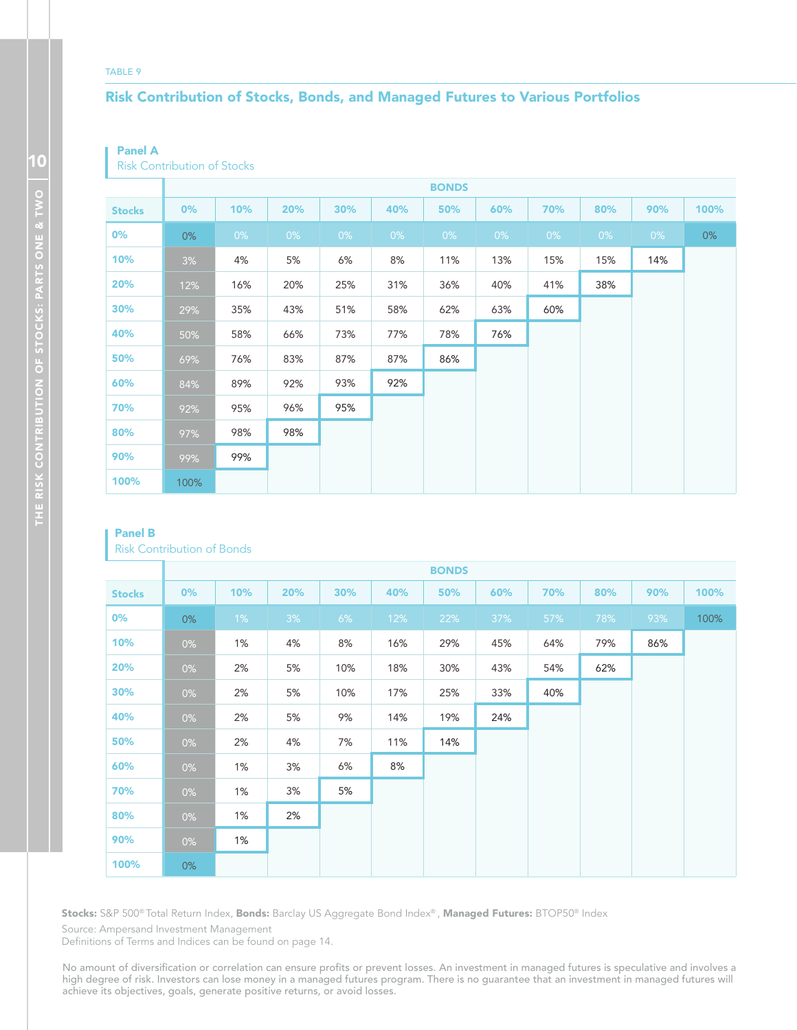TABLE 9

## Risk Contribution of Stocks, Bonds, and Managed Futures to Various Portfolios

### Panel A
Risk Contribution of Stocks

| | BONDS | | | | | | | | | | |
|---|---|---|---|---|---|---|---|---|---|---|---|
| **Stocks** | **0%** | **10%** | **20%** | **30%** | **40%** | **50%** | **60%** | **70%** | **80%** | **90%** | **100%** |
| **0%** | 0% | 0% | 0% | 0% | 0% | 0% | 0% | 0% | 0% | 0% | 0% |
| **10%** | 3% | 4% | 5% | 6% | 8% | 11% | 13% | 15% | 15% | 14% | |
| **20%** | 12% | 16% | 20% | 25% | 31% | 36% | 40% | 41% | 38% | | |
| **30%** | 29% | 35% | 43% | 51% | 58% | 62% | 63% | 60% | | | |
| **40%** | 50% | 58% | 66% | 73% | 77% | 78% | 76% | | | | |
| **50%** | 69% | 76% | 83% | 87% | 87% | 86% | | | | | |
| **60%** | 84% | 89% | 92% | 93% | 92% | | | | | | |
| **70%** | 92% | 95% | 96% | 95% | | | | | | | |
| **80%** | 97% | 98% | 98% | | | | | | | | |
| **90%** | 99% | 99% | | | | | | | | | |
| **100%** | 100% | | | | | | | | | | |

### Panel B
Risk Contribution of Bonds

| | BONDS | | | | | | | | | | |
|---|---|---|---|---|---|---|---|---|---|---|---|
| **Stocks** | **0%** | **10%** | **20%** | **30%** | **40%** | **50%** | **60%** | **70%** | **80%** | **90%** | **100%** |
| **0%** | 0% | 1% | 3% | 6% | 12% | 22% | 37% | 57% | 78% | 93% | 100% |
| **10%** | 0% | 1% | 4% | 8% | 16% | 29% | 45% | 64% | 79% | 86% | |
| **20%** | 0% | 2% | 5% | 10% | 18% | 30% | 43% | 54% | 62% | | |
| **30%** | 0% | 2% | 5% | 10% | 17% | 25% | 33% | 40% | | | |
| **40%** | 0% | 2% | 5% | 9% | 14% | 19% | 24% | | | | |
| **50%** | 0% | 2% | 4% | 7% | 11% | 14% | | | | | |
| **60%** | 0% | 1% | 3% | 6% | 8% | | | | | | |
| **70%** | 0% | 1% | 3% | 5% | | | | | | | |
| **80%** | 0% | 1% | 2% | | | | | | | | |
| **90%** | 0% | 1% | | | | | | | | | |
| **100%** | 0% | | | | | | | | | | |

**Stocks:** S&P 500® Total Return Index, **Bonds:** Barclay US Aggregate Bond Index®, **Managed Futures:** BTOP50® Index

Source: Ampersand Investment Management
Definitions of Terms and Indices can be found on page 14.

No amount of diversification or correlation can ensure profits or prevent losses. An investment in managed futures is speculative and involves a high degree of risk. Investors can lose money in a managed futures program. There is no guarantee that an investment in managed futures will achieve its objectives, goals, generate positive returns, or avoid losses.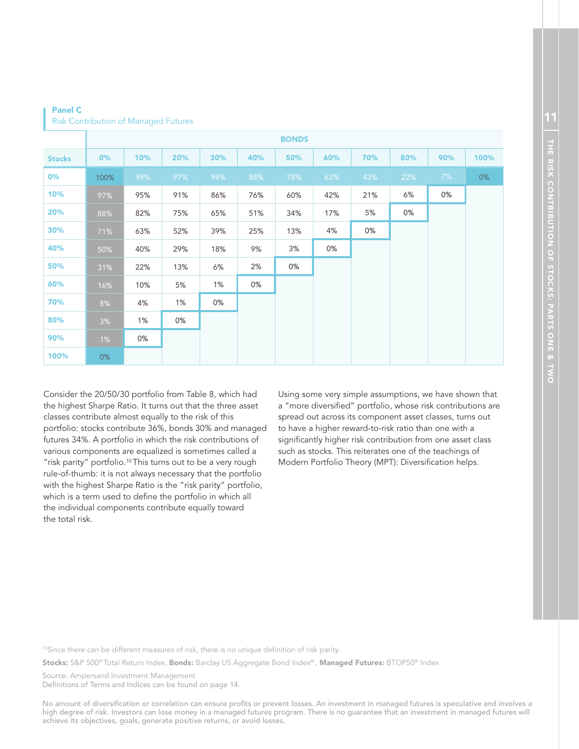**Panel C**
Risk Contribution of Managed Futures

| | BONDS | | | | | | | | | | |
|---|---|---|---|---|---|---|---|---|---|---|---|
| **Stocks** | 0% | 10% | 20% | 30% | 40% | 50% | 60% | 70% | 80% | 90% | 100% |
| **0%** | 100% | 99% | 97% | 94% | 88% | 78% | 63% | 43% | 22% | 7% | 0% |
| **10%** | 97% | 95% | 91% | 86% | 76% | 60% | 42% | 21% | 6% | 0% | |
| **20%** | 88% | 82% | 75% | 65% | 51% | 34% | 17% | 5% | 0% | | |
| **30%** | 71% | 63% | 52% | 39% | 25% | 13% | 4% | 0% | | | |
| **40%** | 50% | 40% | 29% | 18% | 9% | 3% | 0% | | | | |
| **50%** | 31% | 22% | 13% | 6% | 2% | 0% | | | | | |
| **60%** | 16% | 10% | 5% | 1% | 0% | | | | | | |
| **70%** | 8% | 4% | 1% | 0% | | | | | | | |
| **80%** | 3% | 1% | 0% | | | | | | | | |
| **90%** | 1% | 0% | | | | | | | | | |
| **100%** | 0% | | | | | | | | | | |

Consider the 20/50/30 portfolio from Table 8, which had the highest Sharpe Ratio. It turns out that the three asset classes contribute almost equally to the risk of this portfolio: stocks contribute 36%, bonds 30% and managed futures 34%. A portfolio in which the risk contributions of various components are equalized is sometimes called a "risk parity" portfolio.[10] This turns out to be a very rough rule-of-thumb: it is not always necessary that the portfolio with the highest Sharpe Ratio is the "risk parity" portfolio, which is a term used to define the portfolio in which all the individual components contribute equally toward the total risk.

Using some very simple assumptions, we have shown that a "more diversified" portfolio, whose risk contributions are spread out across its component asset classes, turns out to have a higher reward-to-risk ratio than one with a significantly higher risk contribution from one asset class such as stocks. This reiterates one of the teachings of Modern Portfolio Theory (MPT): Diversification helps.

[10]Since there can be different measures of risk, there is no unique definition of risk parity.

**Stocks:** S&P 500® Total Return Index, **Bonds:** Barclay US Aggregate Bond Index®, **Managed Futures:** BTOP50® Index

Source: Ampersand Investment Management
Definitions of Terms and Indices can be found on page 14.

No amount of diversification or correlation can ensure profits or prevent losses. An investment in managed futures is speculative and involves a high degree of risk. Investors can lose money in a managed futures program. There is no guarantee that an investment in managed futures will achieve its objectives, goals, generate positive returns, or avoid losses.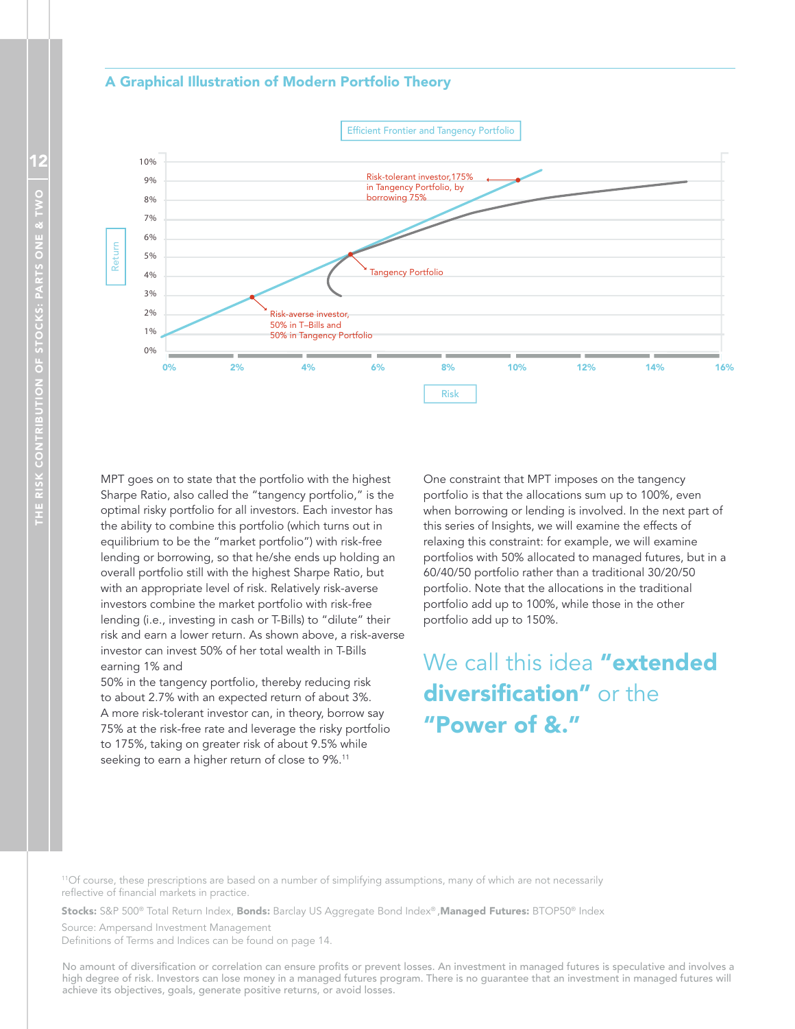## A Graphical Illustration of Modern Portfolio Theory

Efficient Frontier and Tangency Portfolio

Risk-tolerant investor,175% in Tangency Portfolio, by borrowing 75%

Tangency Portfolio

Risk-averse investor, 50% in T-Bills and 50% in Tangency Portfolio

Return

Risk

MPT goes on to state that the portfolio with the highest Sharpe Ratio, also called the "tangency portfolio," is the optimal risky portfolio for all investors. Each investor has the ability to combine this portfolio (which turns out in equilibrium to be the "market portfolio") with risk-free lending or borrowing, so that he/she ends up holding an overall portfolio still with the highest Sharpe Ratio, but with an appropriate level of risk. Relatively risk-averse investors combine the market portfolio with risk-free lending (i.e., investing in cash or T-Bills) to "dilute" their risk and earn a lower return. As shown above, a risk-averse investor can invest 50% of her total wealth in T-Bills earning 1% and 50% in the tangency portfolio, thereby reducing risk to about 2.7% with an expected return of about 3%. A more risk-tolerant investor can, in theory, borrow say 75% at the risk-free rate and leverage the risky portfolio to 175%, taking on greater risk of about 9.5% while seeking to earn a higher return of close to 9%.[11]

One constraint that MPT imposes on the tangency portfolio is that the allocations sum up to 100%, even when borrowing or lending is involved. In the next part of this series of Insights, we will examine the effects of relaxing this constraint: for example, we will examine portfolios with 50% allocated to managed futures, but in a 60/40/50 portfolio rather than a traditional 30/20/50 portfolio. Note that the allocations in the traditional portfolio add up to 100%, while those in the other portfolio add up to 150%.

We call this idea **"extended diversification"** or the **"Power of &."**

[11]Of course, these prescriptions are based on a number of simplifying assumptions, many of which are not necessarily reflective of financial markets in practice.

**Stocks:** S&P 500® Total Return Index, **Bonds:** Barclay US Aggregate Bond Index®,**Managed Futures:** BTOP50® Index

Source: Ampersand Investment Management
Definitions of Terms and Indices can be found on page 14.

No amount of diversification or correlation can ensure profits or prevent losses. An investment in managed futures is speculative and involves a high degree of risk. Investors can lose money in a managed futures program. There is no guarantee that an investment in managed futures will achieve its objectives, goals, generate positive returns, or avoid losses.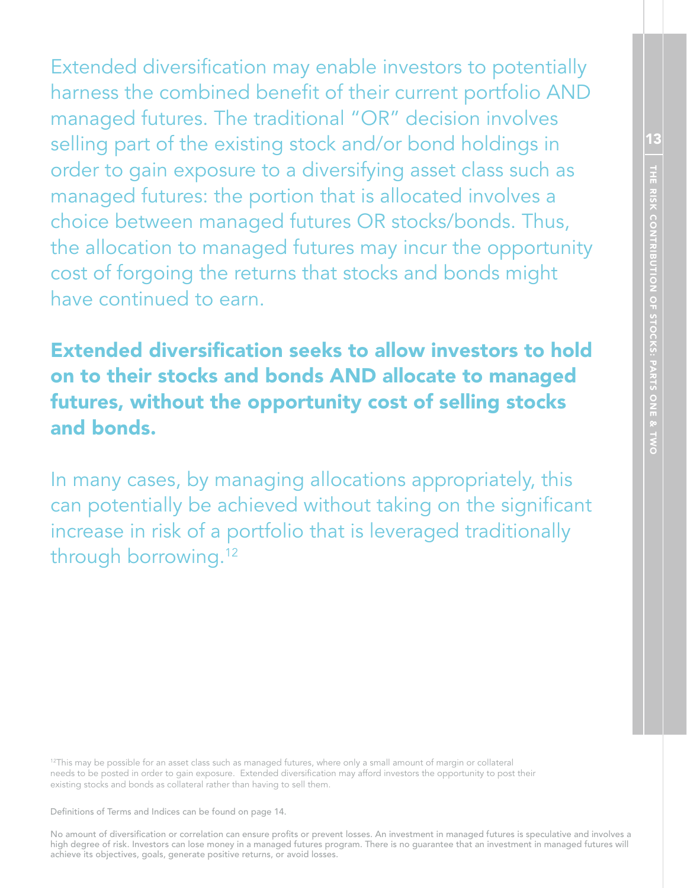Extended diversification may enable investors to potentially harness the combined benefit of their current portfolio AND managed futures. The traditional "OR" decision involves selling part of the existing stock and/or bond holdings in order to gain exposure to a diversifying asset class such as managed futures: the portion that is allocated involves a choice between managed futures OR stocks/bonds. Thus, the allocation to managed futures may incur the opportunity cost of forgoing the returns that stocks and bonds might have continued to earn.

**Extended diversification seeks to allow investors to hold on to their stocks and bonds AND allocate to managed futures, without the opportunity cost of selling stocks and bonds.**

In many cases, by managing allocations appropriately, this can potentially be achieved without taking on the significant increase in risk of a portfolio that is leveraged traditionally through borrowing.[12]

[12]This may be possible for an asset class such as managed futures, where only a small amount of margin or collateral needs to be posted in order to gain exposure. Extended diversification may afford investors the opportunity to post their existing stocks and bonds as collateral rather than having to sell them.

Definitions of Terms and Indices can be found on page 14.

No amount of diversification or correlation can ensure profits or prevent losses. An investment in managed futures is speculative and involves a high degree of risk. Investors can lose money in a managed futures program. There is no guarantee that an investment in managed futures will achieve its objectives, goals, generate positive returns, or avoid losses.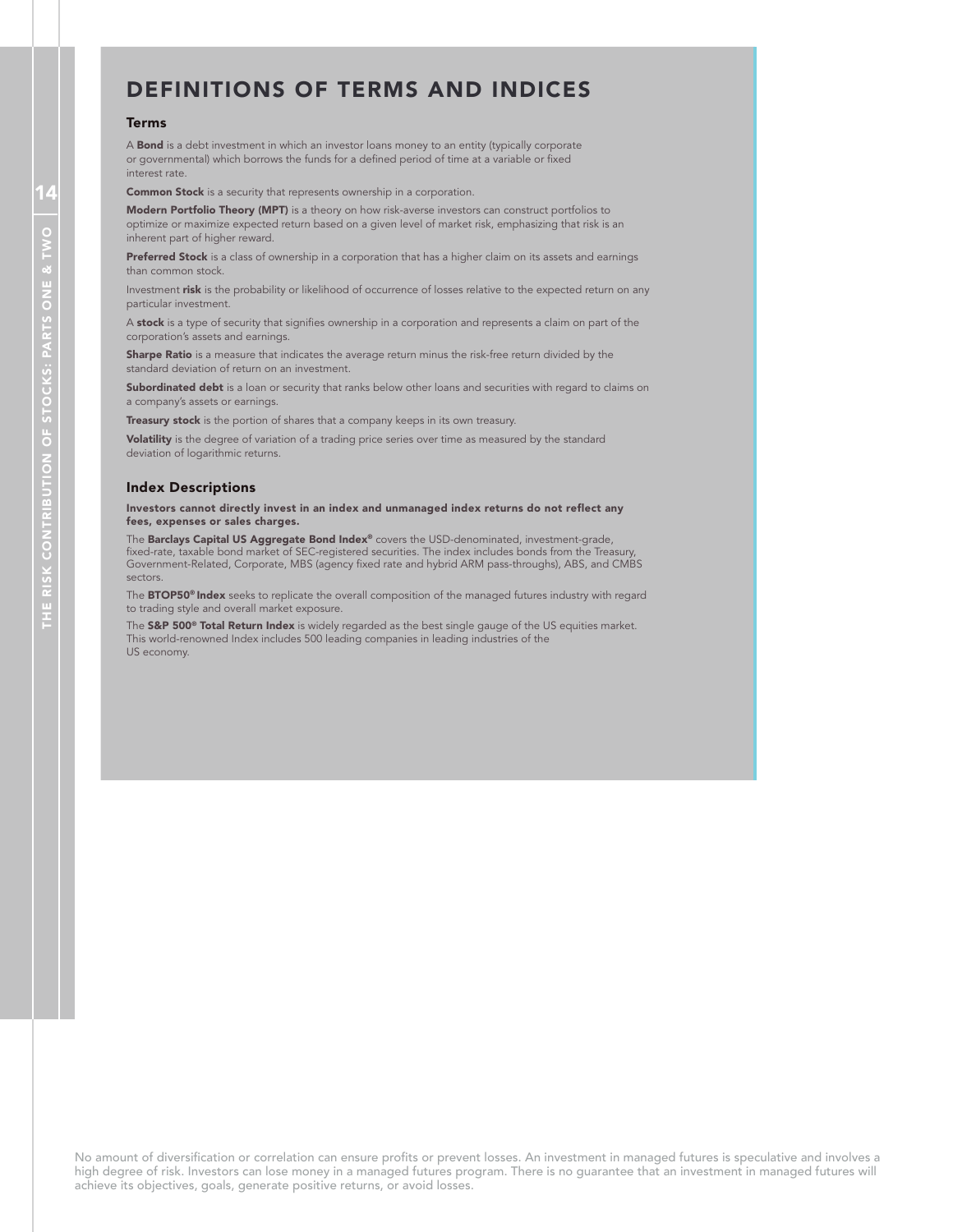# DEFINITIONS OF TERMS AND INDICES

## Terms

A **Bond** is a debt investment in which an investor loans money to an entity (typically corporate or governmental) which borrows the funds for a defined period of time at a variable or fixed interest rate.

**Common Stock** is a security that represents ownership in a corporation.

**Modern Portfolio Theory (MPT)** is a theory on how risk-averse investors can construct portfolios to optimize or maximize expected return based on a given level of market risk, emphasizing that risk is an inherent part of higher reward.

**Preferred Stock** is a class of ownership in a corporation that has a higher claim on its assets and earnings than common stock.

Investment **risk** is the probability or likelihood of occurrence of losses relative to the expected return on any particular investment.

A **stock** is a type of security that signifies ownership in a corporation and represents a claim on part of the corporation's assets and earnings.

**Sharpe Ratio** is a measure that indicates the average return minus the risk-free return divided by the standard deviation of return on an investment.

**Subordinated debt** is a loan or security that ranks below other loans and securities with regard to claims on a company's assets or earnings.

**Treasury stock** is the portion of shares that a company keeps in its own treasury.

**Volatility** is the degree of variation of a trading price series over time as measured by the standard deviation of logarithmic returns.

## Index Descriptions

**Investors cannot directly invest in an index and unmanaged index returns do not reflect any fees, expenses or sales charges.**

The **Barclays Capital US Aggregate Bond Index®** covers the USD-denominated, investment-grade, fixed-rate, taxable bond market of SEC-registered securities. The index includes bonds from the Treasury, Government-Related, Corporate, MBS (agency fixed rate and hybrid ARM pass-throughs), ABS, and CMBS sectors.

The **BTOP50® Index** seeks to replicate the overall composition of the managed futures industry with regard to trading style and overall market exposure.

The **S&P 500® Total Return Index** is widely regarded as the best single gauge of the US equities market. This world-renowned Index includes 500 leading companies in leading industries of the US economy.

No amount of diversification or correlation can ensure profits or prevent losses. An investment in managed futures is speculative and involves a high degree of risk. Investors can lose money in a managed futures program. There is no guarantee that an investment in managed futures will achieve its objectives, goals, generate positive returns, or avoid losses.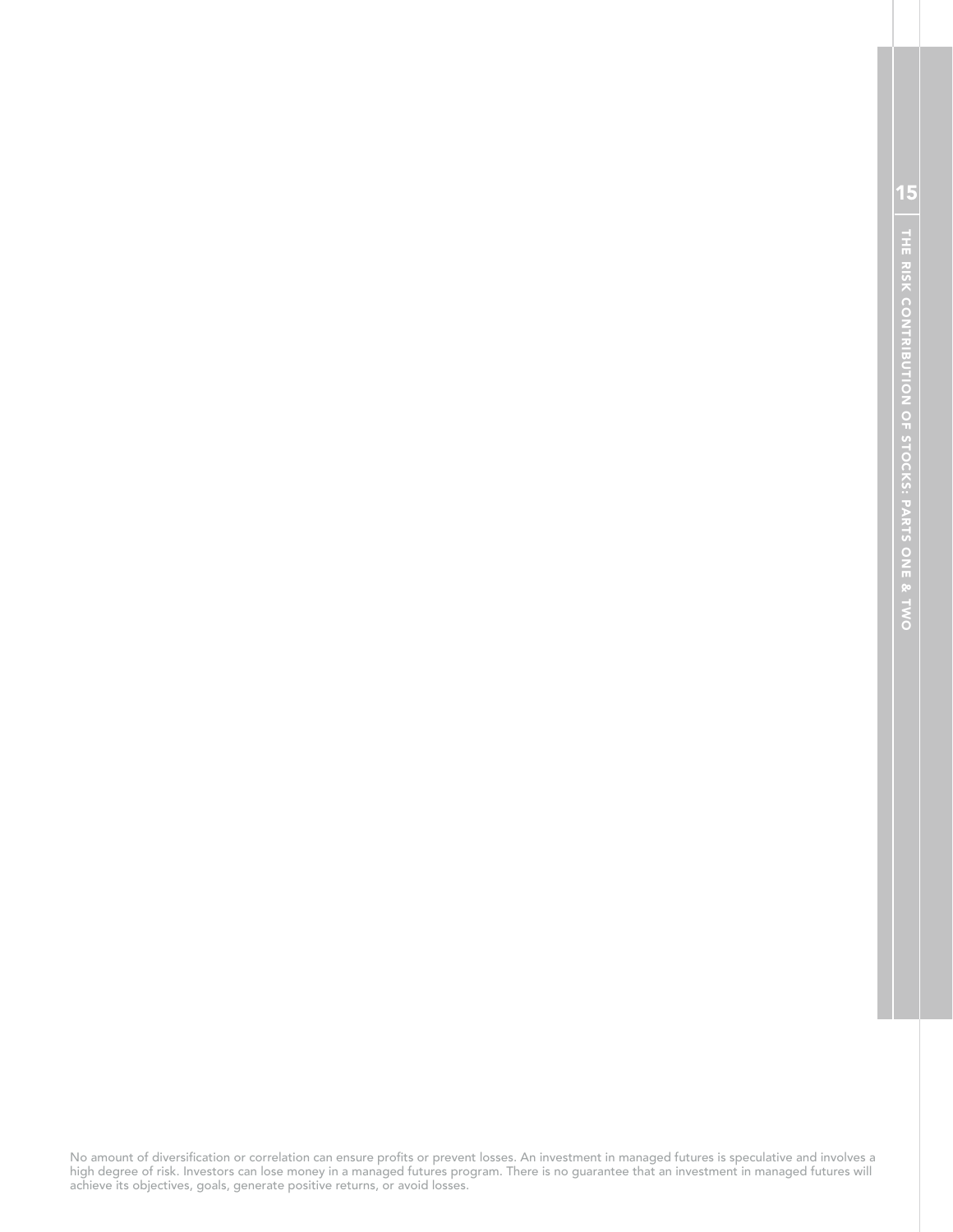No amount of diversification or correlation can ensure profits or prevent losses. An investment in managed futures is speculative and involves a high degree of risk. Investors can lose money in a managed futures program. There is no guarantee that an investment in managed futures will achieve its objectives, goals, generate positive returns, or avoid losses.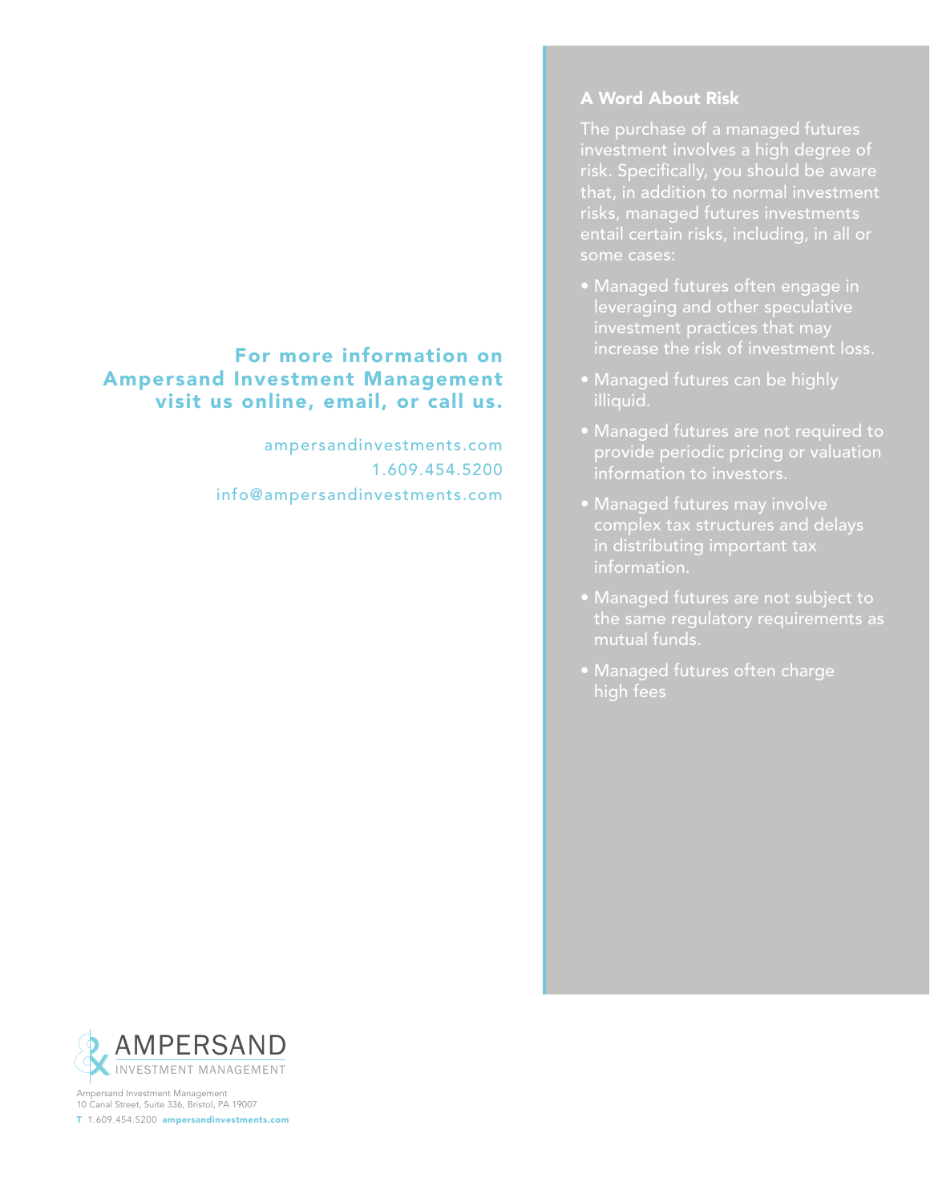**For more information on Ampersand Investment Management visit us online, email, or call us.**

ampersandinvestments.com
1.609.454.5200
info@ampersandinvestments.com

### A Word About Risk

The purchase of a managed futures investment involves a high degree of risk. Specifically, you should be aware that, in addition to normal investment risks, managed futures investments entail certain risks, including, in all or some cases:

- Managed futures often engage in leveraging and other speculative investment practices that may increase the risk of investment loss.
- Managed futures can be highly illiquid.
- Managed futures are not required to provide periodic pricing or valuation information to investors.
- Managed futures may involve complex tax structures and delays in distributing important tax information.
- Managed futures are not subject to the same regulatory requirements as mutual funds.
- Managed futures often charge high fees

AMPERSAND
INVESTMENT MANAGEMENT

Ampersand Investment Management
10 Canal Street, Suite 336, Bristol, PA 19007
T 1.609.454.5200 **ampersandinvestments.com**